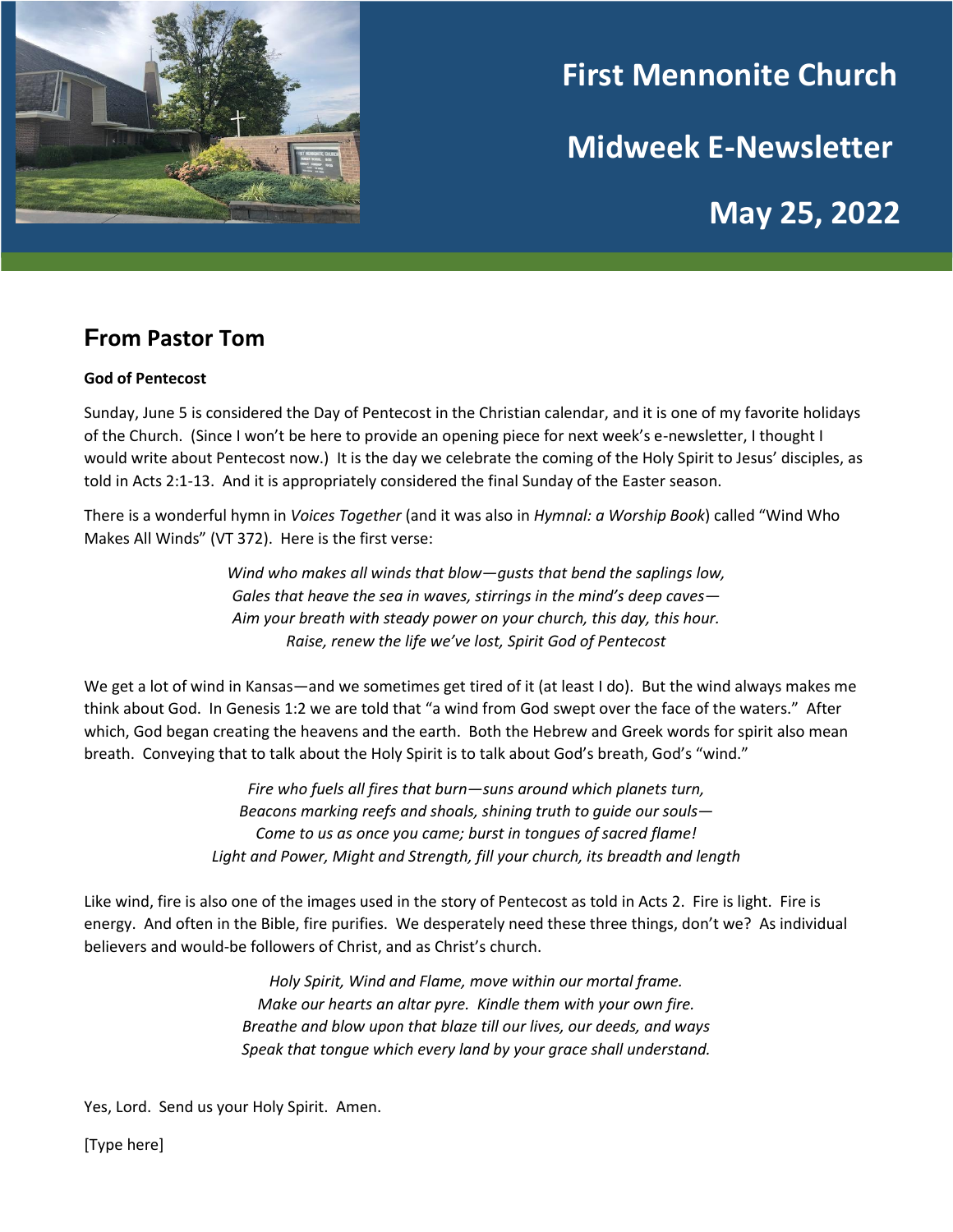# First Mennonite Church

# Midweek E-Newsletter

# May 25, 2022

## From Pastor Tom

**God of Pentecost**

Sunday, June 5 is considered the Day of Pentecost in the Christian calendar, and it is one of my favorite holidays of the Church. (Since I won't be here to provide an opening piece for next week's e-newsletter, I thought I would write about Pentecost now.) It is the day we celebrate the coming of the Holy Spirit to Jesus' disciples, as told in Acts 2:1-13. And it is appropriately considered the final Sunday of the Easter season.

There is a wonderful hymn in *Voices Together* (and it was also in *Hymnal: a Worship Book*) called "Wind Who Makes All Winds" (VT 372). Here is the first verse:

*Wind who makes all winds that blow—gusts that bend the saplings low,*
*Gales that heave the sea in waves, stirrings in the mind's deep caves—*
*Aim your breath with steady power on your church, this day, this hour.*
*Raise, renew the life we've lost, Spirit God of Pentecost*

We get a lot of wind in Kansas—and we sometimes get tired of it (at least I do). But the wind always makes me think about God. In Genesis 1:2 we are told that "a wind from God swept over the face of the waters." After which, God began creating the heavens and the earth. Both the Hebrew and Greek words for spirit also mean breath. Conveying that to talk about the Holy Spirit is to talk about God's breath, God's "wind."

*Fire who fuels all fires that burn—suns around which planets turn,*
*Beacons marking reefs and shoals, shining truth to guide our souls—*
*Come to us as once you came; burst in tongues of sacred flame!*
*Light and Power, Might and Strength, fill your church, its breadth and length*

Like wind, fire is also one of the images used in the story of Pentecost as told in Acts 2. Fire is light. Fire is energy. And often in the Bible, fire purifies. We desperately need these three things, don't we? As individual believers and would-be followers of Christ, and as Christ's church.

*Holy Spirit, Wind and Flame, move within our mortal frame.*
*Make our hearts an altar pyre. Kindle them with your own fire.*
*Breathe and blow upon that blaze till our lives, our deeds, and ways*
*Speak that tongue which every land by your grace shall understand.*

Yes, Lord. Send us your Holy Spirit. Amen.

[Type here]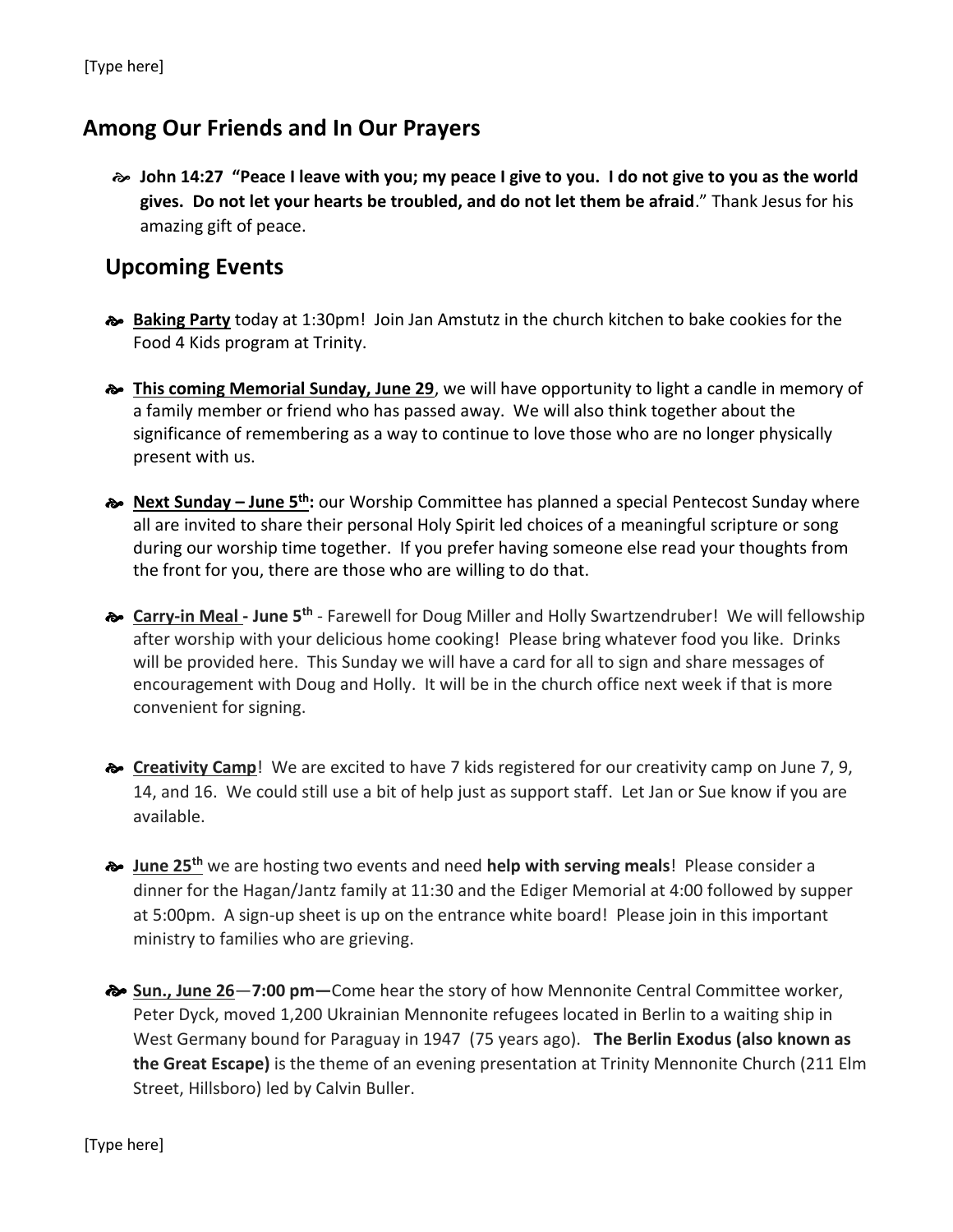## Among Our Friends and In Our Prayers

- **John 14:27 "Peace I leave with you; my peace I give to you. I do not give to you as the world gives. Do not let your hearts be troubled, and do not let them be afraid**." Thank Jesus for his amazing gift of peace.

## Upcoming Events

- **Baking Party** today at 1:30pm! Join Jan Amstutz in the church kitchen to bake cookies for the Food 4 Kids program at Trinity.

- **This coming Memorial Sunday, June 29**, we will have opportunity to light a candle in memory of a family member or friend who has passed away. We will also think together about the significance of remembering as a way to continue to love those who are no longer physically present with us.

- **Next Sunday – June 5th:** our Worship Committee has planned a special Pentecost Sunday where all are invited to share their personal Holy Spirit led choices of a meaningful scripture or song during our worship time together. If you prefer having someone else read your thoughts from the front for you, there are those who are willing to do that.

- **Carry-in Meal - June 5th** - Farewell for Doug Miller and Holly Swartzendruber! We will fellowship after worship with your delicious home cooking! Please bring whatever food you like. Drinks will be provided here. This Sunday we will have a card for all to sign and share messages of encouragement with Doug and Holly. It will be in the church office next week if that is more convenient for signing.

- **Creativity Camp**! We are excited to have 7 kids registered for our creativity camp on June 7, 9, 14, and 16. We could still use a bit of help just as support staff. Let Jan or Sue know if you are available.

- **June 25th** we are hosting two events and need **help with serving meals**! Please consider a dinner for the Hagan/Jantz family at 11:30 and the Ediger Memorial at 4:00 followed by supper at 5:00pm. A sign-up sheet is up on the entrance white board! Please join in this important ministry to families who are grieving.

- **Sun., June 26**—**7:00 pm—**Come hear the story of how Mennonite Central Committee worker, Peter Dyck, moved 1,200 Ukrainian Mennonite refugees located in Berlin to a waiting ship in West Germany bound for Paraguay in 1947 (75 years ago). **The Berlin Exodus (also known as the Great Escape)** is the theme of an evening presentation at Trinity Mennonite Church (211 Elm Street, Hillsboro) led by Calvin Buller.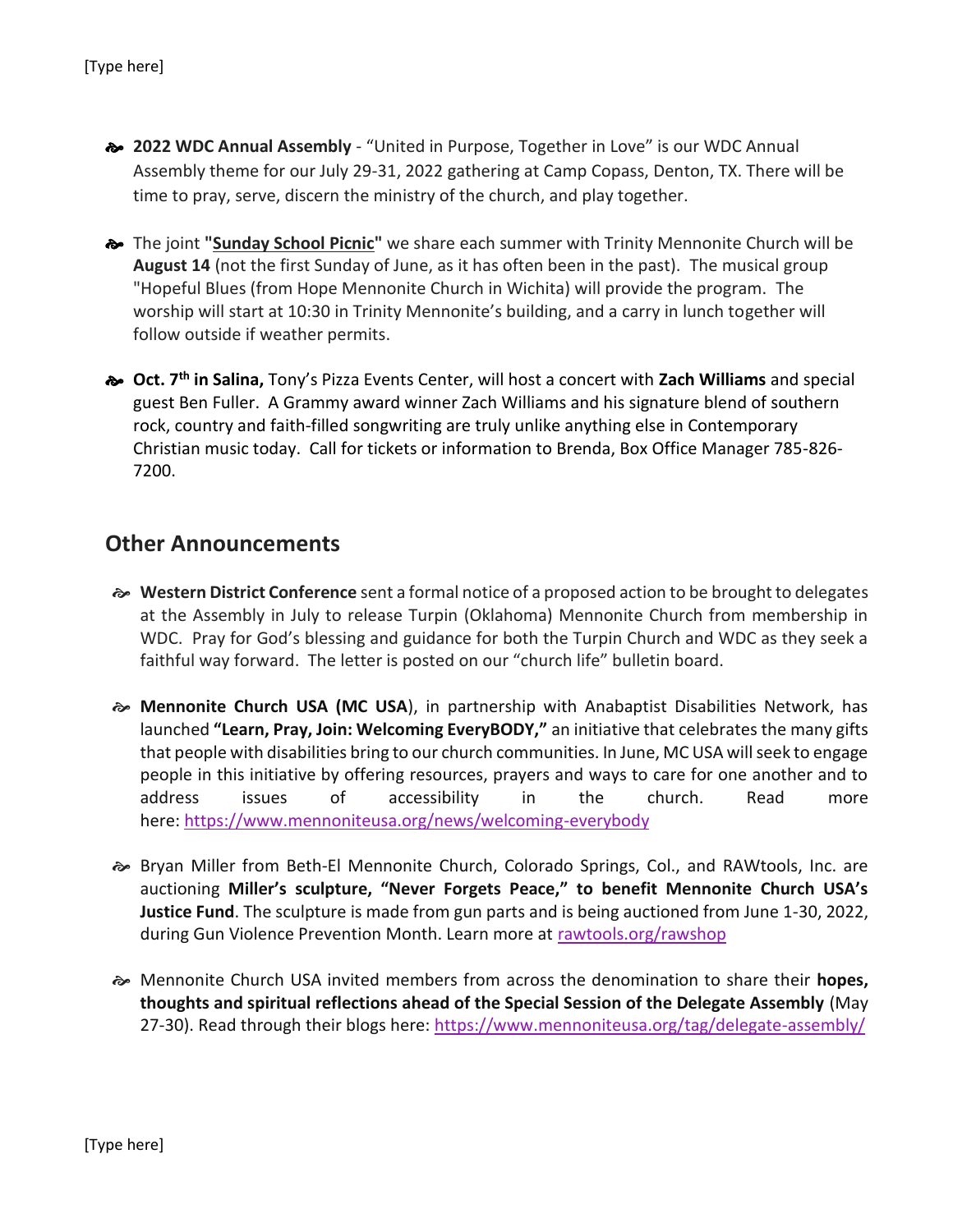- **2022 WDC Annual Assembly** - "United in Purpose, Together in Love" is our WDC Annual Assembly theme for our July 29-31, 2022 gathering at Camp Copass, Denton, TX. There will be time to pray, serve, discern the ministry of the church, and play together.

- The joint **"Sunday School Picnic"** we share each summer with Trinity Mennonite Church will be **August 14** (not the first Sunday of June, as it has often been in the past). The musical group "Hopeful Blues (from Hope Mennonite Church in Wichita) will provide the program. The worship will start at 10:30 in Trinity Mennonite's building, and a carry in lunch together will follow outside if weather permits.

- **Oct. 7th in Salina,** Tony's Pizza Events Center, will host a concert with **Zach Williams** and special guest Ben Fuller. A Grammy award winner Zach Williams and his signature blend of southern rock, country and faith-filled songwriting are truly unlike anything else in Contemporary Christian music today. Call for tickets or information to Brenda, Box Office Manager 785-826-7200.

## Other Announcements

- **Western District Conference** sent a formal notice of a proposed action to be brought to delegates at the Assembly in July to release Turpin (Oklahoma) Mennonite Church from membership in WDC. Pray for God's blessing and guidance for both the Turpin Church and WDC as they seek a faithful way forward. The letter is posted on our "church life" bulletin board.

- **Mennonite Church USA (MC USA**), in partnership with Anabaptist Disabilities Network, has launched **"Learn, Pray, Join: Welcoming EveryBODY,"** an initiative that celebrates the many gifts that people with disabilities bring to our church communities. In June, MC USA will seek to engage people in this initiative by offering resources, prayers and ways to care for one another and to address issues of accessibility in the church. Read more here: https://www.mennoniteusa.org/news/welcoming-everybody

- Bryan Miller from Beth-El Mennonite Church, Colorado Springs, Col., and RAWtools, Inc. are auctioning **Miller's sculpture, "Never Forgets Peace," to benefit Mennonite Church USA's Justice Fund**. The sculpture is made from gun parts and is being auctioned from June 1-30, 2022, during Gun Violence Prevention Month. Learn more at rawtools.org/rawshop

- Mennonite Church USA invited members from across the denomination to share their **hopes, thoughts and spiritual reflections ahead of the Special Session of the Delegate Assembly** (May 27-30). Read through their blogs here: https://www.mennoniteusa.org/tag/delegate-assembly/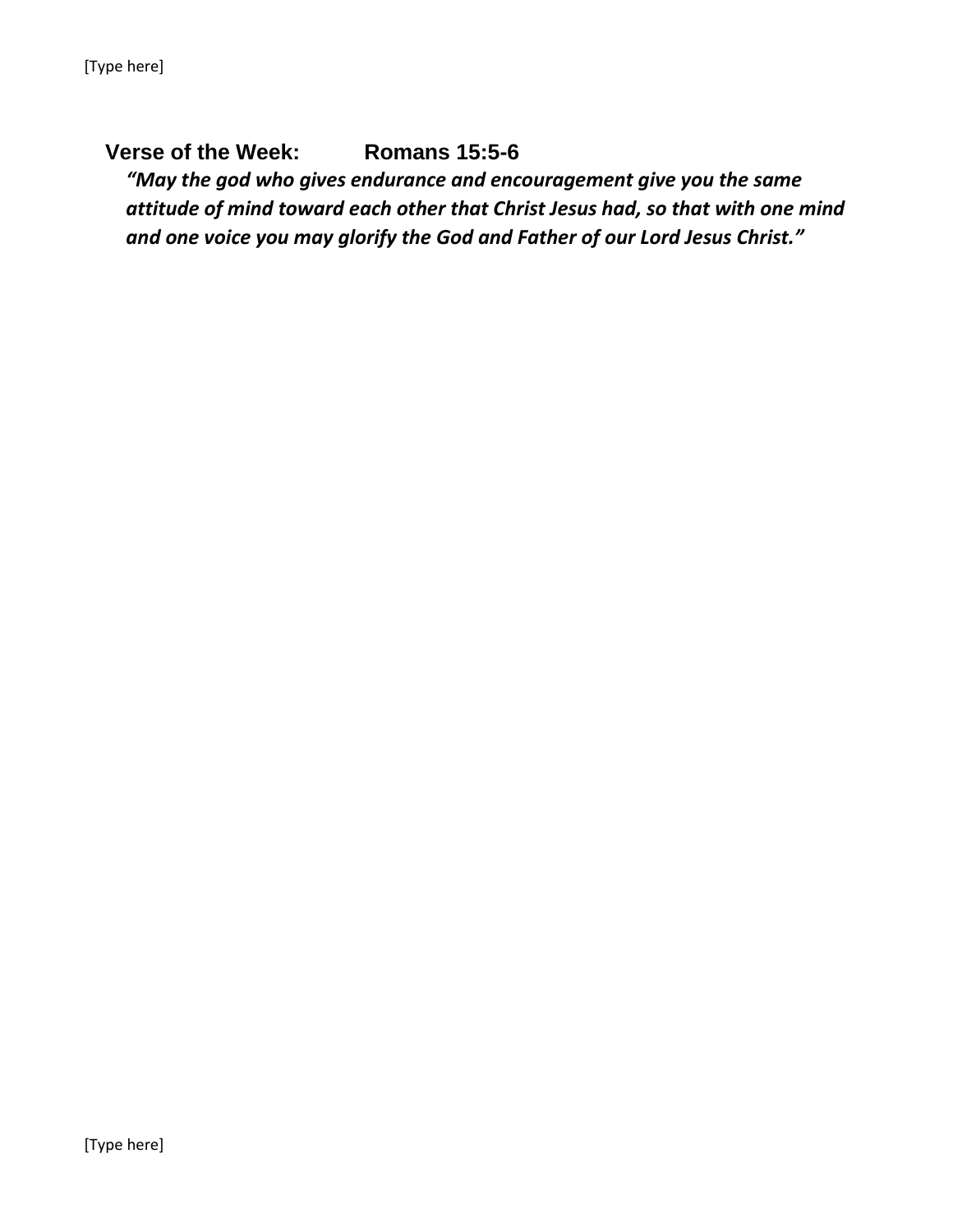**Verse of the Week: Romans 15:5-6**

***"May the god who gives endurance and encouragement give you the same attitude of mind toward each other that Christ Jesus had, so that with one mind and one voice you may glorify the God and Father of our Lord Jesus Christ."***